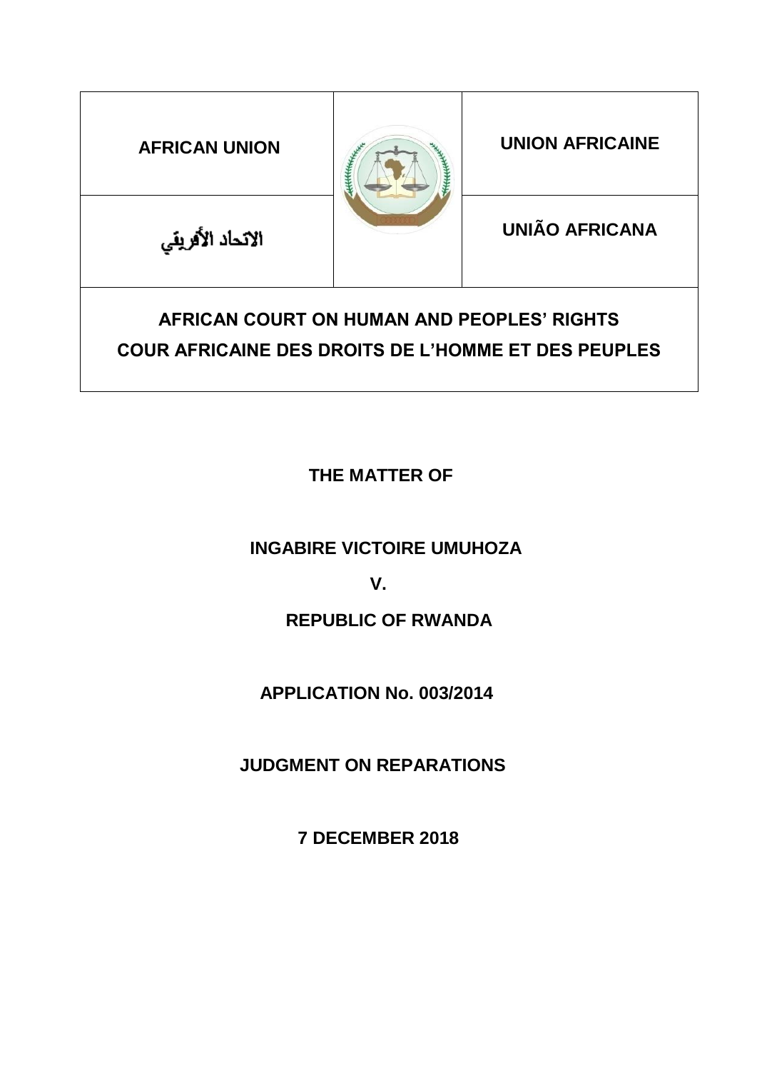| AFRICAN UNION | | UNION AFRICAINE |
| --- | --- | --- |
| الاتحاد الأفريقي | | UNIÃO AFRICANA |

**AFRICAN COURT ON HUMAN AND PEOPLES' RIGHTS**

**COUR AFRICAINE DES DROITS DE L'HOMME ET DES PEUPLES**

**THE MATTER OF**

**INGABIRE VICTOIRE UMUHOZA**

**V.**

**REPUBLIC OF RWANDA**

**APPLICATION No. 003/2014**

**JUDGMENT ON REPARATIONS**

**7 DECEMBER 2018**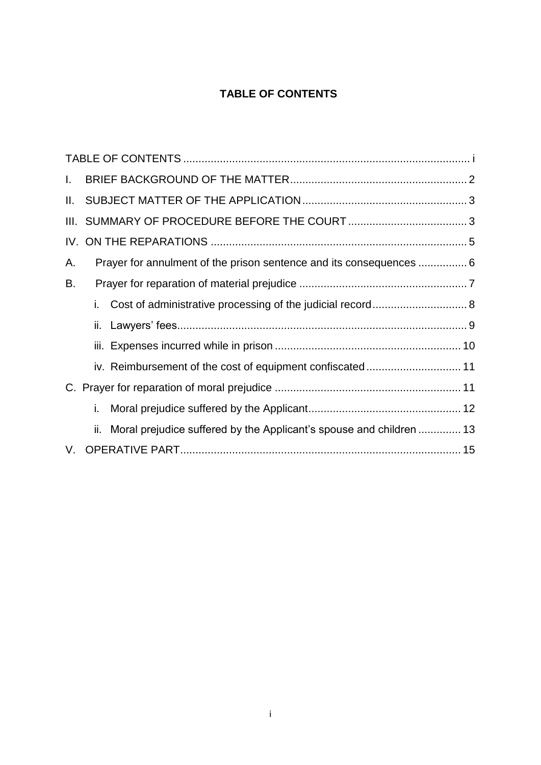**TABLE OF CONTENTS**

TABLE OF CONTENTS ..... i

I. BRIEF BACKGROUND OF THE MATTER ..... 2

II. SUBJECT MATTER OF THE APPLICATION ..... 3

III. SUMMARY OF PROCEDURE BEFORE THE COURT ..... 3

IV. ON THE REPARATIONS ..... 5

A. Prayer for annulment of the prison sentence and its consequences ..... 6

B. Prayer for reparation of material prejudice ..... 7

- i. Cost of administrative processing of the judicial record ..... 8
- ii. Lawyers' fees ..... 9
- iii. Expenses incurred while in prison ..... 10
- iv. Reimbursement of the cost of equipment confiscated ..... 11

C. Prayer for reparation of moral prejudice ..... 11

- i. Moral prejudice suffered by the Applicant ..... 12
- ii. Moral prejudice suffered by the Applicant's spouse and children ..... 13

V. OPERATIVE PART ..... 15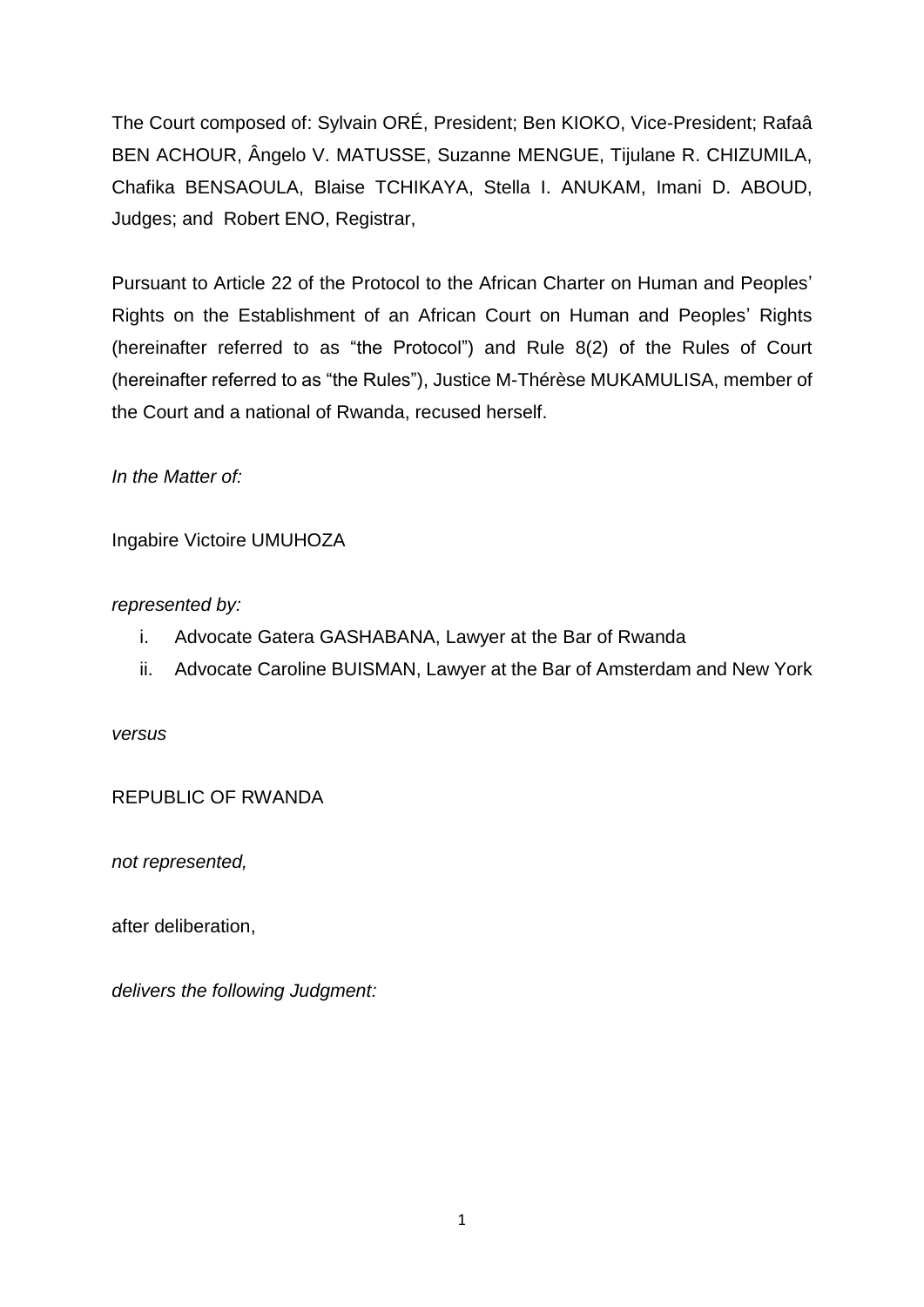The Court composed of: Sylvain ORÉ, President; Ben KIOKO, Vice-President; Rafaâ BEN ACHOUR, Ângelo V. MATUSSE, Suzanne MENGUE, Tijulane R. CHIZUMILA, Chafika BENSAOULA, Blaise TCHIKAYA, Stella I. ANUKAM, Imani D. ABOUD, Judges; and Robert ENO, Registrar,

Pursuant to Article 22 of the Protocol to the African Charter on Human and Peoples' Rights on the Establishment of an African Court on Human and Peoples' Rights (hereinafter referred to as "the Protocol") and Rule 8(2) of the Rules of Court (hereinafter referred to as "the Rules"), Justice M-Thérèse MUKAMULISA, member of the Court and a national of Rwanda, recused herself.

*In the Matter of:*

Ingabire Victoire UMUHOZA

*represented by:*

i. Advocate Gatera GASHABANA, Lawyer at the Bar of Rwanda
ii. Advocate Caroline BUISMAN, Lawyer at the Bar of Amsterdam and New York

*versus*

REPUBLIC OF RWANDA

*not represented,*

after deliberation,

*delivers the following Judgment:*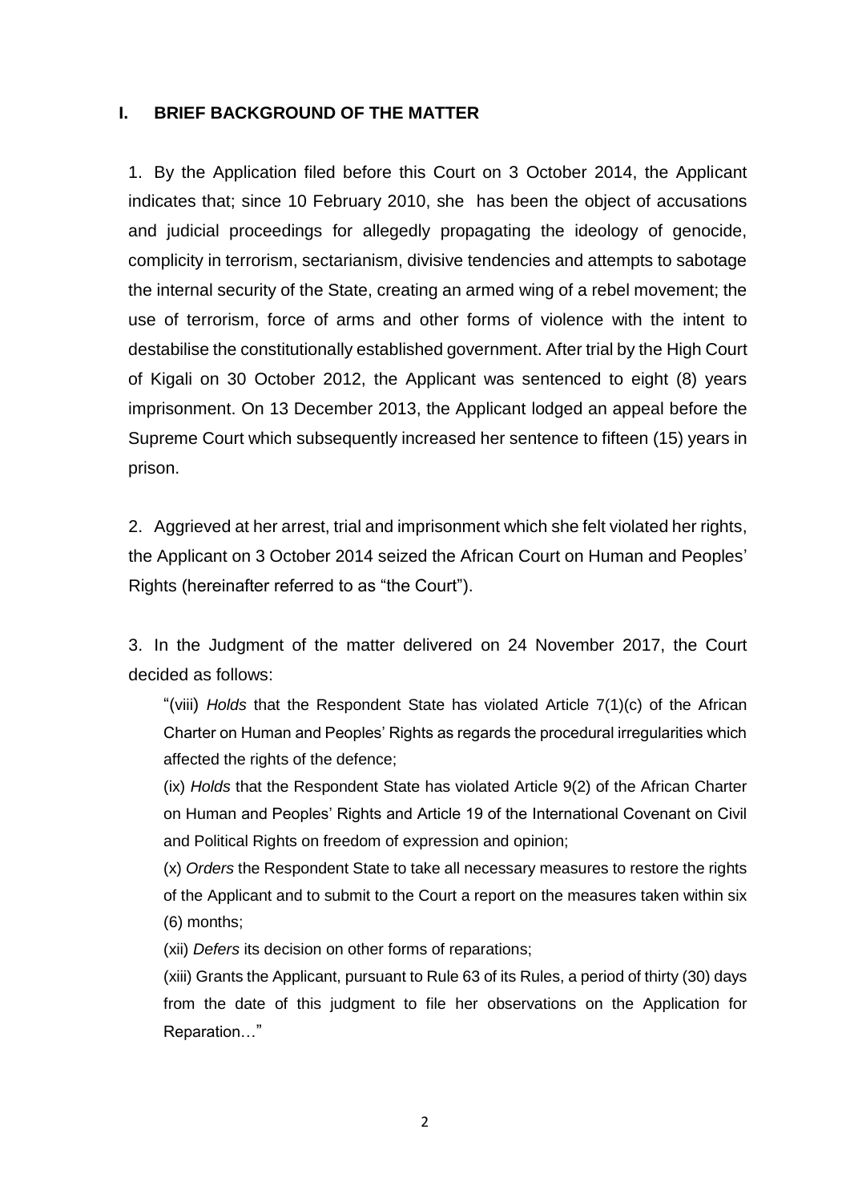## I. BRIEF BACKGROUND OF THE MATTER

1. By the Application filed before this Court on 3 October 2014, the Applicant indicates that; since 10 February 2010, she has been the object of accusations and judicial proceedings for allegedly propagating the ideology of genocide, complicity in terrorism, sectarianism, divisive tendencies and attempts to sabotage the internal security of the State, creating an armed wing of a rebel movement; the use of terrorism, force of arms and other forms of violence with the intent to destabilise the constitutionally established government. After trial by the High Court of Kigali on 30 October 2012, the Applicant was sentenced to eight (8) years imprisonment. On 13 December 2013, the Applicant lodged an appeal before the Supreme Court which subsequently increased her sentence to fifteen (15) years in prison.

2. Aggrieved at her arrest, trial and imprisonment which she felt violated her rights, the Applicant on 3 October 2014 seized the African Court on Human and Peoples' Rights (hereinafter referred to as "the Court").

3. In the Judgment of the matter delivered on 24 November 2017, the Court decided as follows:

> "(viii) *Holds* that the Respondent State has violated Article 7(1)(c) of the African Charter on Human and Peoples' Rights as regards the procedural irregularities which affected the rights of the defence;
>
> (ix) *Holds* that the Respondent State has violated Article 9(2) of the African Charter on Human and Peoples' Rights and Article 19 of the International Covenant on Civil and Political Rights on freedom of expression and opinion;
>
> (x) *Orders* the Respondent State to take all necessary measures to restore the rights of the Applicant and to submit to the Court a report on the measures taken within six (6) months;
>
> (xii) *Defers* its decision on other forms of reparations;
>
> (xiii) Grants the Applicant, pursuant to Rule 63 of its Rules, a period of thirty (30) days from the date of this judgment to file her observations on the Application for Reparation…"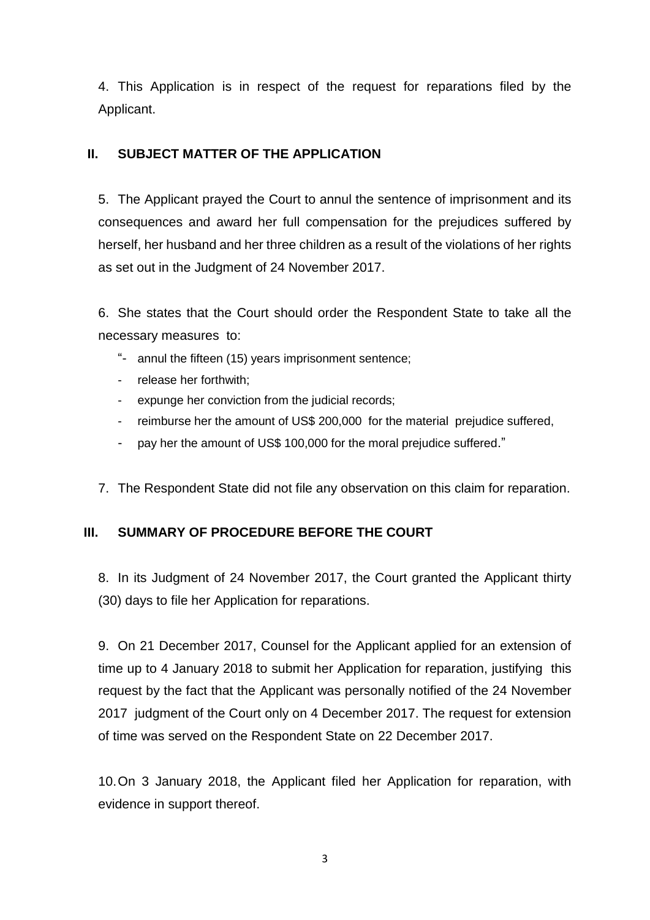4. This Application is in respect of the request for reparations filed by the Applicant.

## II. SUBJECT MATTER OF THE APPLICATION

5. The Applicant prayed the Court to annul the sentence of imprisonment and its consequences and award her full compensation for the prejudices suffered by herself, her husband and her three children as a result of the violations of her rights as set out in the Judgment of 24 November 2017.

6. She states that the Court should order the Respondent State to take all the necessary measures to:

"- annul the fifteen (15) years imprisonment sentence;
- release her forthwith;
- expunge her conviction from the judicial records;
- reimburse her the amount of US$ 200,000 for the material prejudice suffered,
- pay her the amount of US$ 100,000 for the moral prejudice suffered."

7. The Respondent State did not file any observation on this claim for reparation.

## III. SUMMARY OF PROCEDURE BEFORE THE COURT

8. In its Judgment of 24 November 2017, the Court granted the Applicant thirty (30) days to file her Application for reparations.

9. On 21 December 2017, Counsel for the Applicant applied for an extension of time up to 4 January 2018 to submit her Application for reparation, justifying this request by the fact that the Applicant was personally notified of the 24 November 2017 judgment of the Court only on 4 December 2017. The request for extension of time was served on the Respondent State on 22 December 2017.

10. On 3 January 2018, the Applicant filed her Application for reparation, with evidence in support thereof.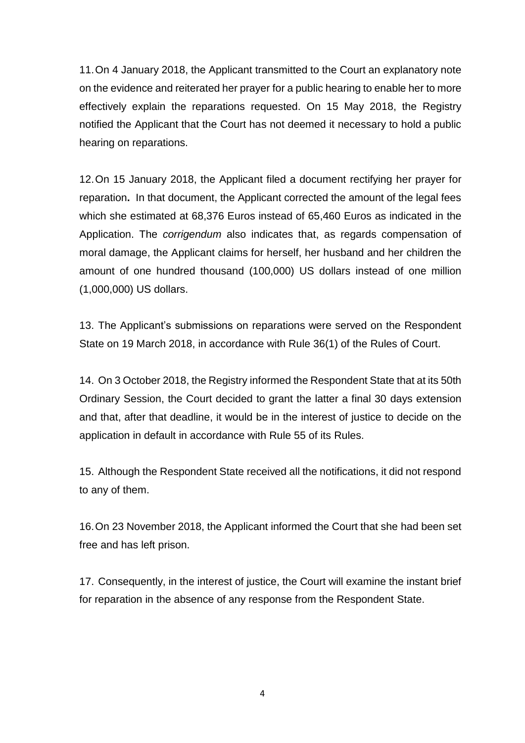11. On 4 January 2018, the Applicant transmitted to the Court an explanatory note on the evidence and reiterated her prayer for a public hearing to enable her to more effectively explain the reparations requested. On 15 May 2018, the Registry notified the Applicant that the Court has not deemed it necessary to hold a public hearing on reparations.

12. On 15 January 2018, the Applicant filed a document rectifying her prayer for reparation**.** In that document, the Applicant corrected the amount of the legal fees which she estimated at 68,376 Euros instead of 65,460 Euros as indicated in the Application. The *corrigendum* also indicates that, as regards compensation of moral damage, the Applicant claims for herself, her husband and her children the amount of one hundred thousand (100,000) US dollars instead of one million (1,000,000) US dollars.

13. The Applicant's submissions on reparations were served on the Respondent State on 19 March 2018, in accordance with Rule 36(1) of the Rules of Court.

14. On 3 October 2018, the Registry informed the Respondent State that at its 50th Ordinary Session, the Court decided to grant the latter a final 30 days extension and that, after that deadline, it would be in the interest of justice to decide on the application in default in accordance with Rule 55 of its Rules.

15. Although the Respondent State received all the notifications, it did not respond to any of them.

16. On 23 November 2018, the Applicant informed the Court that she had been set free and has left prison.

17. Consequently, in the interest of justice, the Court will examine the instant brief for reparation in the absence of any response from the Respondent State.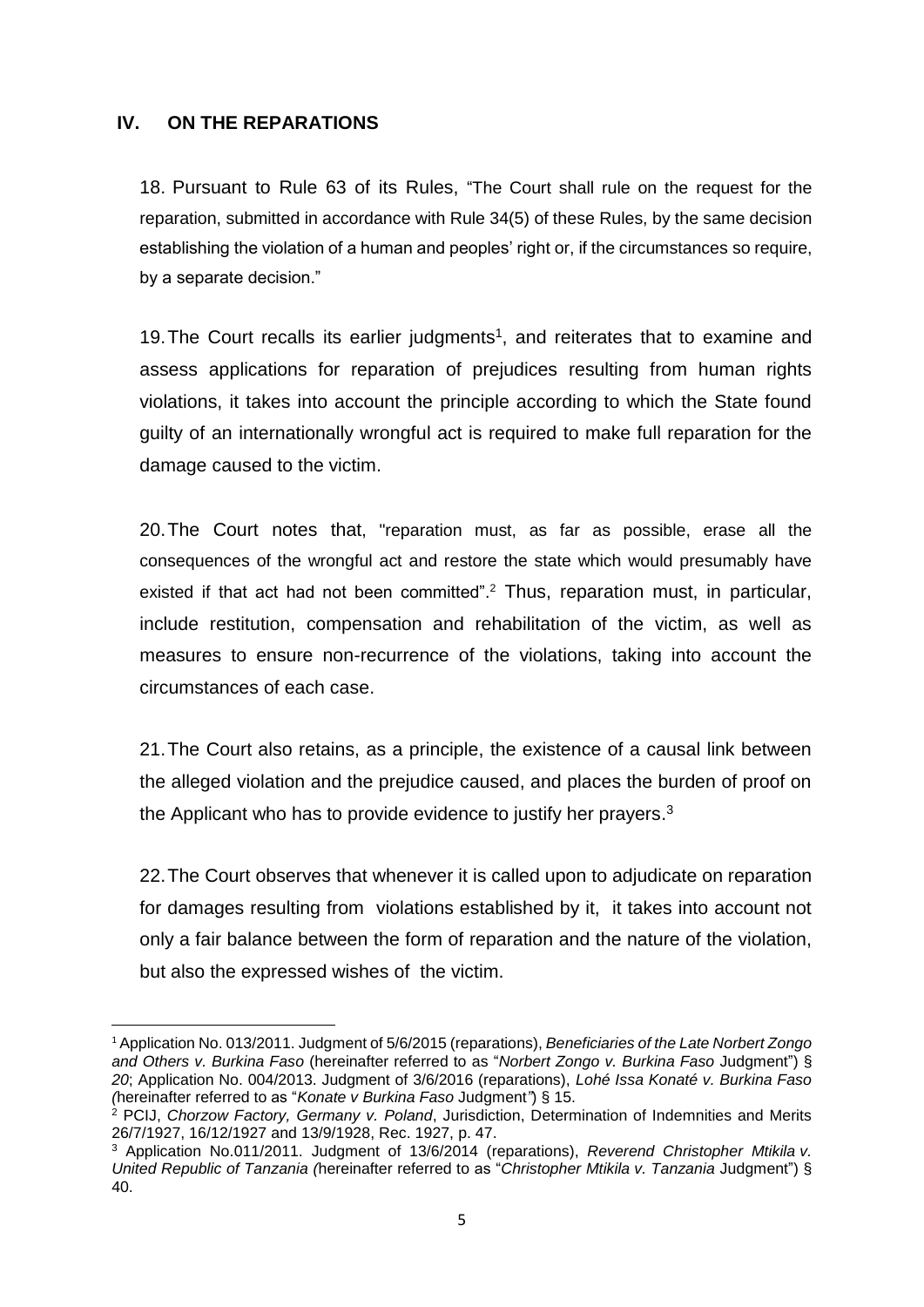## IV. ON THE REPARATIONS

18. Pursuant to Rule 63 of its Rules, "The Court shall rule on the request for the reparation, submitted in accordance with Rule 34(5) of these Rules, by the same decision establishing the violation of a human and peoples' right or, if the circumstances so require, by a separate decision."

19. The Court recalls its earlier judgments[1], and reiterates that to examine and assess applications for reparation of prejudices resulting from human rights violations, it takes into account the principle according to which the State found guilty of an internationally wrongful act is required to make full reparation for the damage caused to the victim.

20. The Court notes that, "reparation must, as far as possible, erase all the consequences of the wrongful act and restore the state which would presumably have existed if that act had not been committed".[2] Thus, reparation must, in particular, include restitution, compensation and rehabilitation of the victim, as well as measures to ensure non-recurrence of the violations, taking into account the circumstances of each case.

21. The Court also retains, as a principle, the existence of a causal link between the alleged violation and the prejudice caused, and places the burden of proof on the Applicant who has to provide evidence to justify her prayers.[3]

22. The Court observes that whenever it is called upon to adjudicate on reparation for damages resulting from violations established by it, it takes into account not only a fair balance between the form of reparation and the nature of the violation, but also the expressed wishes of the victim.

---

[1] Application No. 013/2011. Judgment of 5/6/2015 (reparations), *Beneficiaries of the Late Norbert Zongo and Others v. Burkina Faso* (hereinafter referred to as "*Norbert Zongo v. Burkina Faso* Judgment") § *20*; Application No. 004/2013. Judgment of 3/6/2016 (reparations), *Lohé Issa Konaté v. Burkina Faso (*hereinafter referred to as "*Konate v Burkina Faso* Judgment*"*) § 15.

[2] PCIJ, *Chorzow Factory, Germany v. Poland*, Jurisdiction, Determination of Indemnities and Merits 26/7/1927, 16/12/1927 and 13/9/1928, Rec. 1927, p. 47.

[3] Application No.011/2011. Judgment of 13/6/2014 (reparations), *Reverend Christopher Mtikila v. United Republic of Tanzania (*hereinafter referred to as "*Christopher Mtikila v. Tanzania* Judgment") § 40.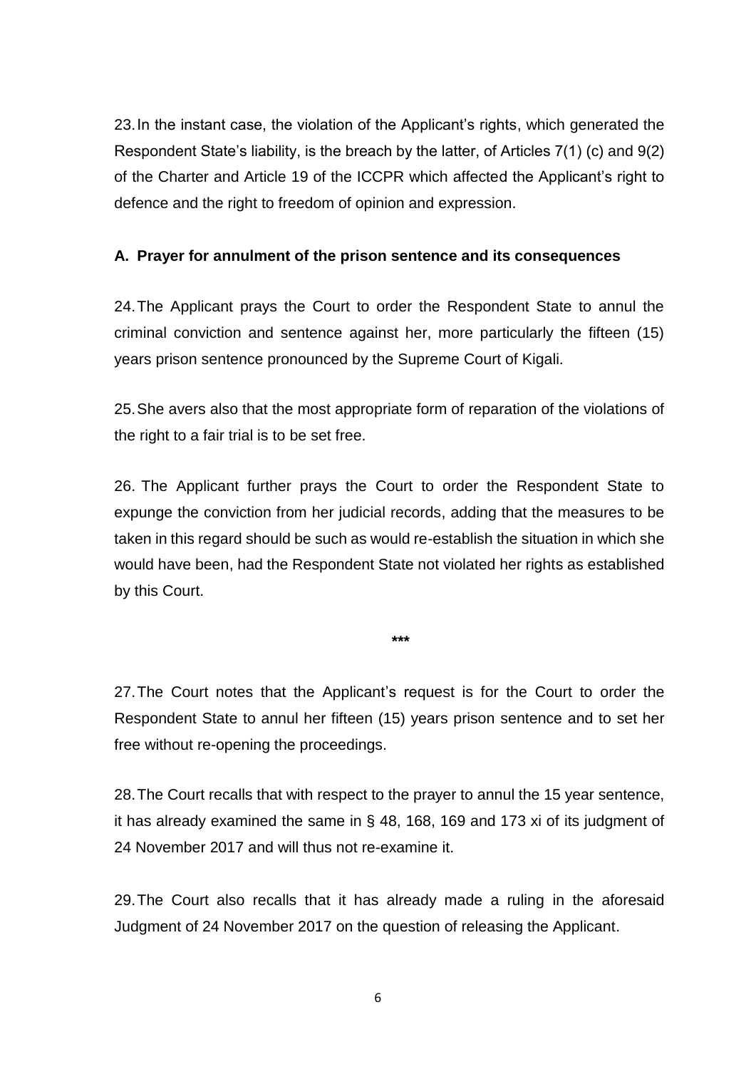23. In the instant case, the violation of the Applicant's rights, which generated the Respondent State's liability, is the breach by the latter, of Articles 7(1) (c) and 9(2) of the Charter and Article 19 of the ICCPR which affected the Applicant's right to defence and the right to freedom of opinion and expression.

### A. Prayer for annulment of the prison sentence and its consequences

24. The Applicant prays the Court to order the Respondent State to annul the criminal conviction and sentence against her, more particularly the fifteen (15) years prison sentence pronounced by the Supreme Court of Kigali.

25. She avers also that the most appropriate form of reparation of the violations of the right to a fair trial is to be set free.

26. The Applicant further prays the Court to order the Respondent State to expunge the conviction from her judicial records, adding that the measures to be taken in this regard should be such as would re-establish the situation in which she would have been, had the Respondent State not violated her rights as established by this Court.

***

27. The Court notes that the Applicant's request is for the Court to order the Respondent State to annul her fifteen (15) years prison sentence and to set her free without re-opening the proceedings.

28. The Court recalls that with respect to the prayer to annul the 15 year sentence, it has already examined the same in § 48, 168, 169 and 173 xi of its judgment of 24 November 2017 and will thus not re-examine it.

29. The Court also recalls that it has already made a ruling in the aforesaid Judgment of 24 November 2017 on the question of releasing the Applicant.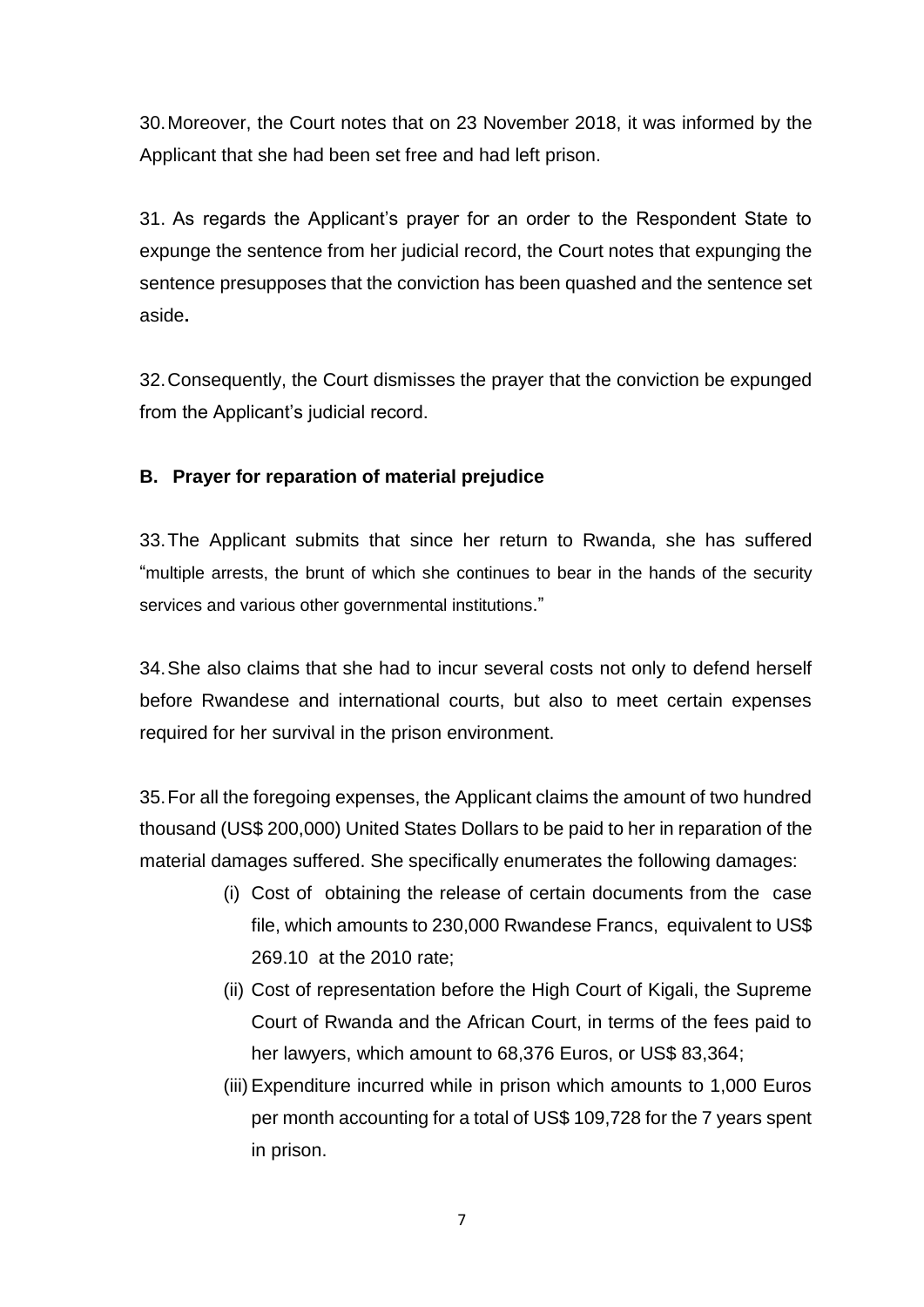30. Moreover, the Court notes that on 23 November 2018, it was informed by the Applicant that she had been set free and had left prison.

31. As regards the Applicant's prayer for an order to the Respondent State to expunge the sentence from her judicial record, the Court notes that expunging the sentence presupposes that the conviction has been quashed and the sentence set aside**.**

32. Consequently, the Court dismisses the prayer that the conviction be expunged from the Applicant's judicial record.

### B. Prayer for reparation of material prejudice

33. The Applicant submits that since her return to Rwanda, she has suffered "multiple arrests, the brunt of which she continues to bear in the hands of the security services and various other governmental institutions."

34. She also claims that she had to incur several costs not only to defend herself before Rwandese and international courts, but also to meet certain expenses required for her survival in the prison environment.

35. For all the foregoing expenses, the Applicant claims the amount of two hundred thousand (US$ 200,000) United States Dollars to be paid to her in reparation of the material damages suffered. She specifically enumerates the following damages:

- (i) Cost of obtaining the release of certain documents from the case file, which amounts to 230,000 Rwandese Francs, equivalent to US$ 269.10 at the 2010 rate;
- (ii) Cost of representation before the High Court of Kigali, the Supreme Court of Rwanda and the African Court, in terms of the fees paid to her lawyers, which amount to 68,376 Euros, or US$ 83,364;
- (iii) Expenditure incurred while in prison which amounts to 1,000 Euros per month accounting for a total of US$ 109,728 for the 7 years spent in prison.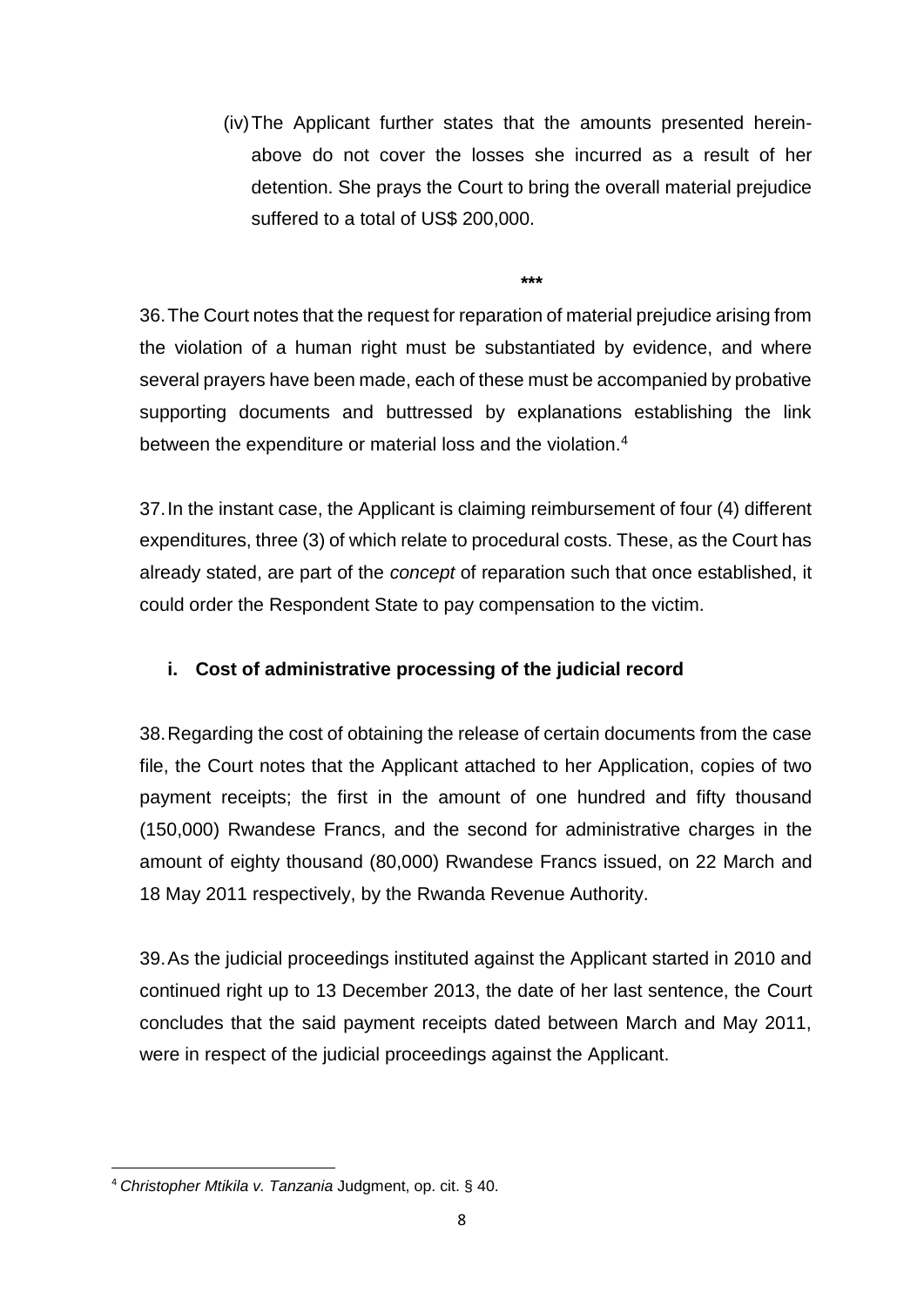(iv) The Applicant further states that the amounts presented herein-above do not cover the losses she incurred as a result of her detention. She prays the Court to bring the overall material prejudice suffered to a total of US$ 200,000.

***

36. The Court notes that the request for reparation of material prejudice arising from the violation of a human right must be substantiated by evidence, and where several prayers have been made, each of these must be accompanied by probative supporting documents and buttressed by explanations establishing the link between the expenditure or material loss and the violation.[4]

37. In the instant case, the Applicant is claiming reimbursement of four (4) different expenditures, three (3) of which relate to procedural costs. These, as the Court has already stated, are part of the *concept* of reparation such that once established, it could order the Respondent State to pay compensation to the victim.

**i. Cost of administrative processing of the judicial record**

38. Regarding the cost of obtaining the release of certain documents from the case file, the Court notes that the Applicant attached to her Application, copies of two payment receipts; the first in the amount of one hundred and fifty thousand (150,000) Rwandese Francs, and the second for administrative charges in the amount of eighty thousand (80,000) Rwandese Francs issued, on 22 March and 18 May 2011 respectively, by the Rwanda Revenue Authority.

39. As the judicial proceedings instituted against the Applicant started in 2010 and continued right up to 13 December 2013, the date of her last sentence, the Court concludes that the said payment receipts dated between March and May 2011, were in respect of the judicial proceedings against the Applicant.

---

[4] *Christopher Mtikila v. Tanzania* Judgment, op. cit. § 40.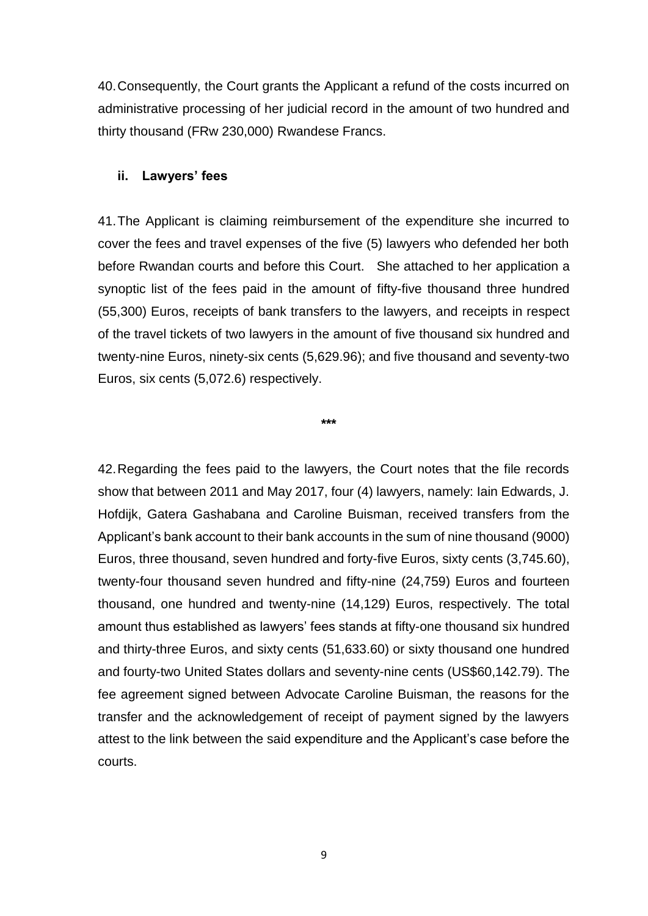40. Consequently, the Court grants the Applicant a refund of the costs incurred on administrative processing of her judicial record in the amount of two hundred and thirty thousand (FRw 230,000) Rwandese Francs.

### ii. Lawyers' fees

41. The Applicant is claiming reimbursement of the expenditure she incurred to cover the fees and travel expenses of the five (5) lawyers who defended her both before Rwandan courts and before this Court. She attached to her application a synoptic list of the fees paid in the amount of fifty-five thousand three hundred (55,300) Euros, receipts of bank transfers to the lawyers, and receipts in respect of the travel tickets of two lawyers in the amount of five thousand six hundred and twenty-nine Euros, ninety-six cents (5,629.96); and five thousand and seventy-two Euros, six cents (5,072.6) respectively.

***

42. Regarding the fees paid to the lawyers, the Court notes that the file records show that between 2011 and May 2017, four (4) lawyers, namely: Iain Edwards, J. Hofdijk, Gatera Gashabana and Caroline Buisman, received transfers from the Applicant's bank account to their bank accounts in the sum of nine thousand (9000) Euros, three thousand, seven hundred and forty-five Euros, sixty cents (3,745.60), twenty-four thousand seven hundred and fifty-nine (24,759) Euros and fourteen thousand, one hundred and twenty-nine (14,129) Euros, respectively. The total amount thus established as lawyers' fees stands at fifty-one thousand six hundred and thirty-three Euros, and sixty cents (51,633.60) or sixty thousand one hundred and fourty-two United States dollars and seventy-nine cents (US$60,142.79). The fee agreement signed between Advocate Caroline Buisman, the reasons for the transfer and the acknowledgement of receipt of payment signed by the lawyers attest to the link between the said expenditure and the Applicant's case before the courts.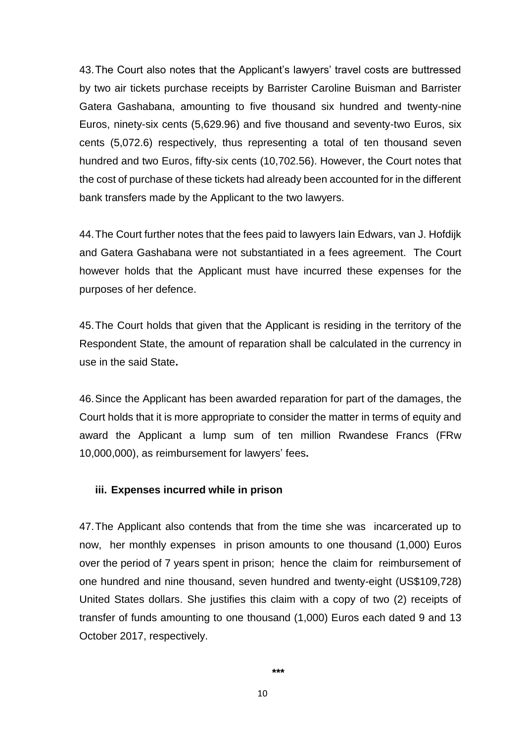43. The Court also notes that the Applicant's lawyers' travel costs are buttressed by two air tickets purchase receipts by Barrister Caroline Buisman and Barrister Gatera Gashabana, amounting to five thousand six hundred and twenty-nine Euros, ninety-six cents (5,629.96) and five thousand and seventy-two Euros, six cents (5,072.6) respectively, thus representing a total of ten thousand seven hundred and two Euros, fifty-six cents (10,702.56). However, the Court notes that the cost of purchase of these tickets had already been accounted for in the different bank transfers made by the Applicant to the two lawyers.

44. The Court further notes that the fees paid to lawyers Iain Edwars, van J. Hofdijk and Gatera Gashabana were not substantiated in a fees agreement. The Court however holds that the Applicant must have incurred these expenses for the purposes of her defence.

45. The Court holds that given that the Applicant is residing in the territory of the Respondent State, the amount of reparation shall be calculated in the currency in use in the said State**.**

46. Since the Applicant has been awarded reparation for part of the damages, the Court holds that it is more appropriate to consider the matter in terms of equity and award the Applicant a lump sum of ten million Rwandese Francs (FRw 10,000,000), as reimbursement for lawyers' fees**.**

**iii. Expenses incurred while in prison**

47. The Applicant also contends that from the time she was incarcerated up to now, her monthly expenses in prison amounts to one thousand (1,000) Euros over the period of 7 years spent in prison; hence the claim for reimbursement of one hundred and nine thousand, seven hundred and twenty-eight (US$109,728) United States dollars. She justifies this claim with a copy of two (2) receipts of transfer of funds amounting to one thousand (1,000) Euros each dated 9 and 13 October 2017, respectively.

***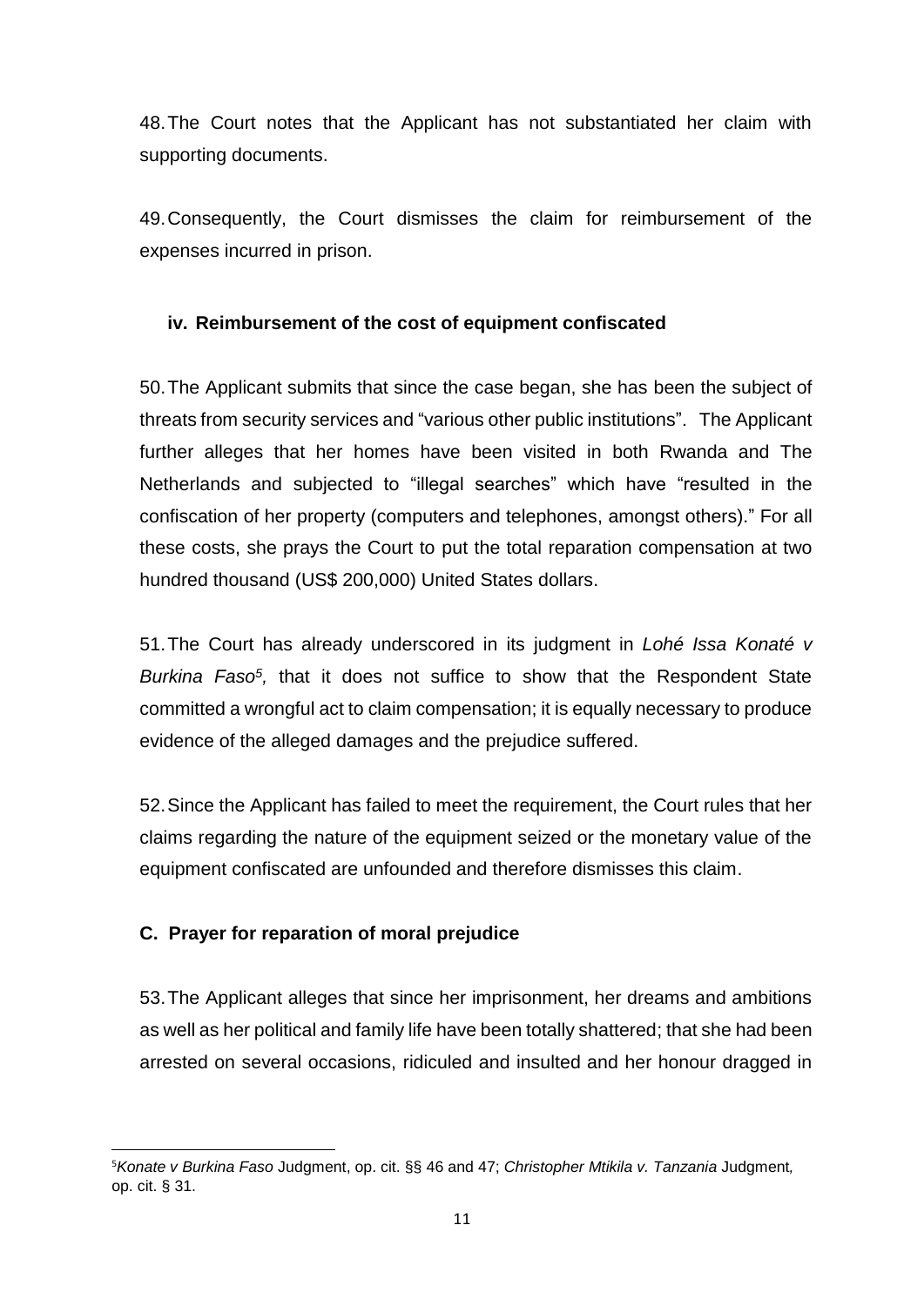48. The Court notes that the Applicant has not substantiated her claim with supporting documents.

49. Consequently, the Court dismisses the claim for reimbursement of the expenses incurred in prison.

#### iv. Reimbursement of the cost of equipment confiscated

50. The Applicant submits that since the case began, she has been the subject of threats from security services and "various other public institutions". The Applicant further alleges that her homes have been visited in both Rwanda and The Netherlands and subjected to "illegal searches" which have "resulted in the confiscation of her property (computers and telephones, amongst others)." For all these costs, she prays the Court to put the total reparation compensation at two hundred thousand (US$ 200,000) United States dollars.

51. The Court has already underscored in its judgment in *Lohé Issa Konaté v Burkina Faso*[5], that it does not suffice to show that the Respondent State committed a wrongful act to claim compensation; it is equally necessary to produce evidence of the alleged damages and the prejudice suffered.

52. Since the Applicant has failed to meet the requirement, the Court rules that her claims regarding the nature of the equipment seized or the monetary value of the equipment confiscated are unfounded and therefore dismisses this claim.

### C. Prayer for reparation of moral prejudice

53. The Applicant alleges that since her imprisonment, her dreams and ambitions as well as her political and family life have been totally shattered; that she had been arrested on several occasions, ridiculed and insulted and her honour dragged in

---

[5] *Konate v Burkina Faso* Judgment, op. cit. §§ 46 and 47; *Christopher Mtikila v. Tanzania* Judgment, op. cit. § 31.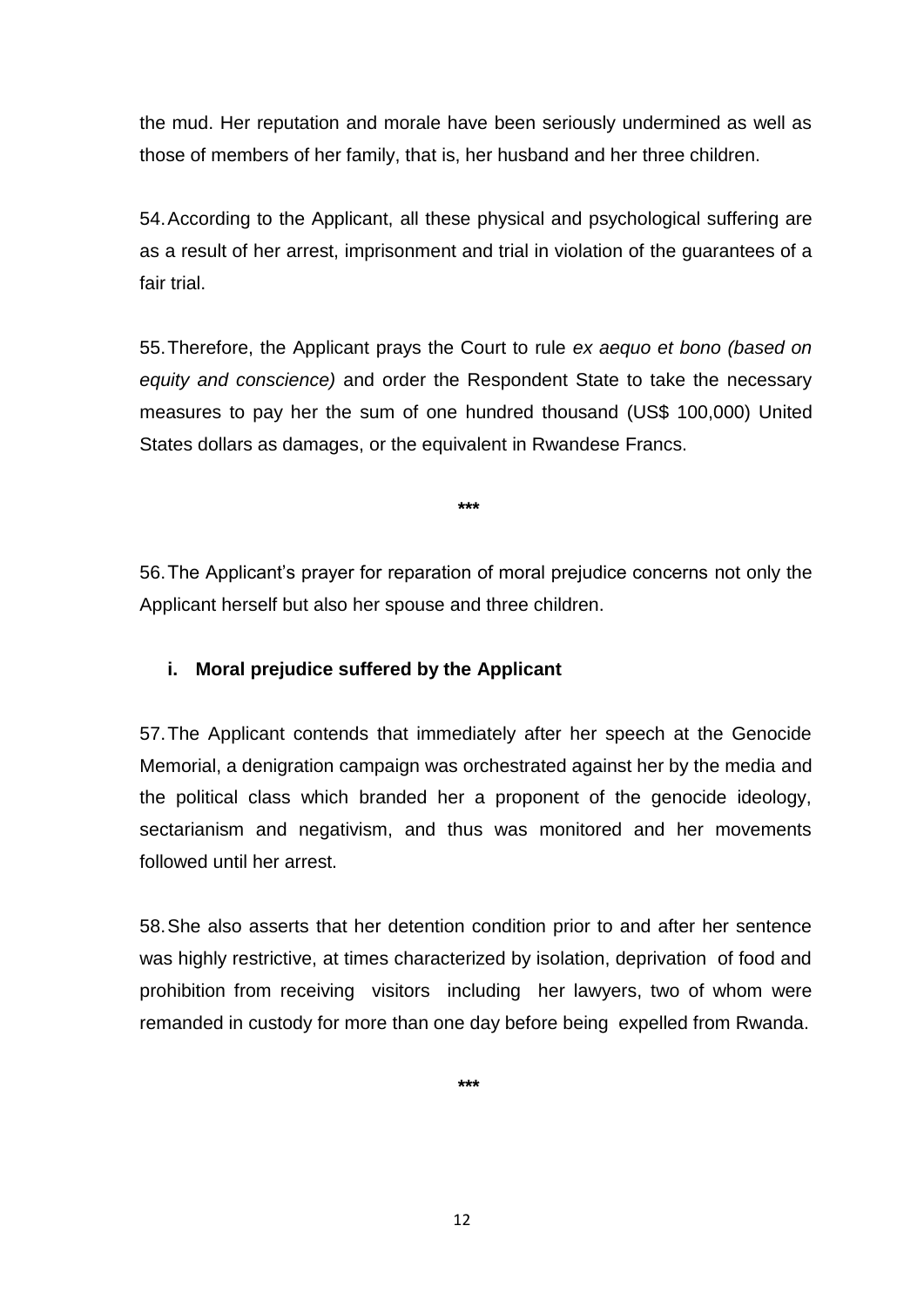the mud. Her reputation and morale have been seriously undermined as well as those of members of her family, that is, her husband and her three children.

54. According to the Applicant, all these physical and psychological suffering are as a result of her arrest, imprisonment and trial in violation of the guarantees of a fair trial.

55. Therefore, the Applicant prays the Court to rule *ex aequo et bono (based on equity and conscience)* and order the Respondent State to take the necessary measures to pay her the sum of one hundred thousand (US$ 100,000) United States dollars as damages, or the equivalent in Rwandese Francs.

***

56. The Applicant's prayer for reparation of moral prejudice concerns not only the Applicant herself but also her spouse and three children.

**i. Moral prejudice suffered by the Applicant**

57. The Applicant contends that immediately after her speech at the Genocide Memorial, a denigration campaign was orchestrated against her by the media and the political class which branded her a proponent of the genocide ideology, sectarianism and negativism, and thus was monitored and her movements followed until her arrest.

58. She also asserts that her detention condition prior to and after her sentence was highly restrictive, at times characterized by isolation, deprivation of food and prohibition from receiving visitors including her lawyers, two of whom were remanded in custody for more than one day before being expelled from Rwanda.

***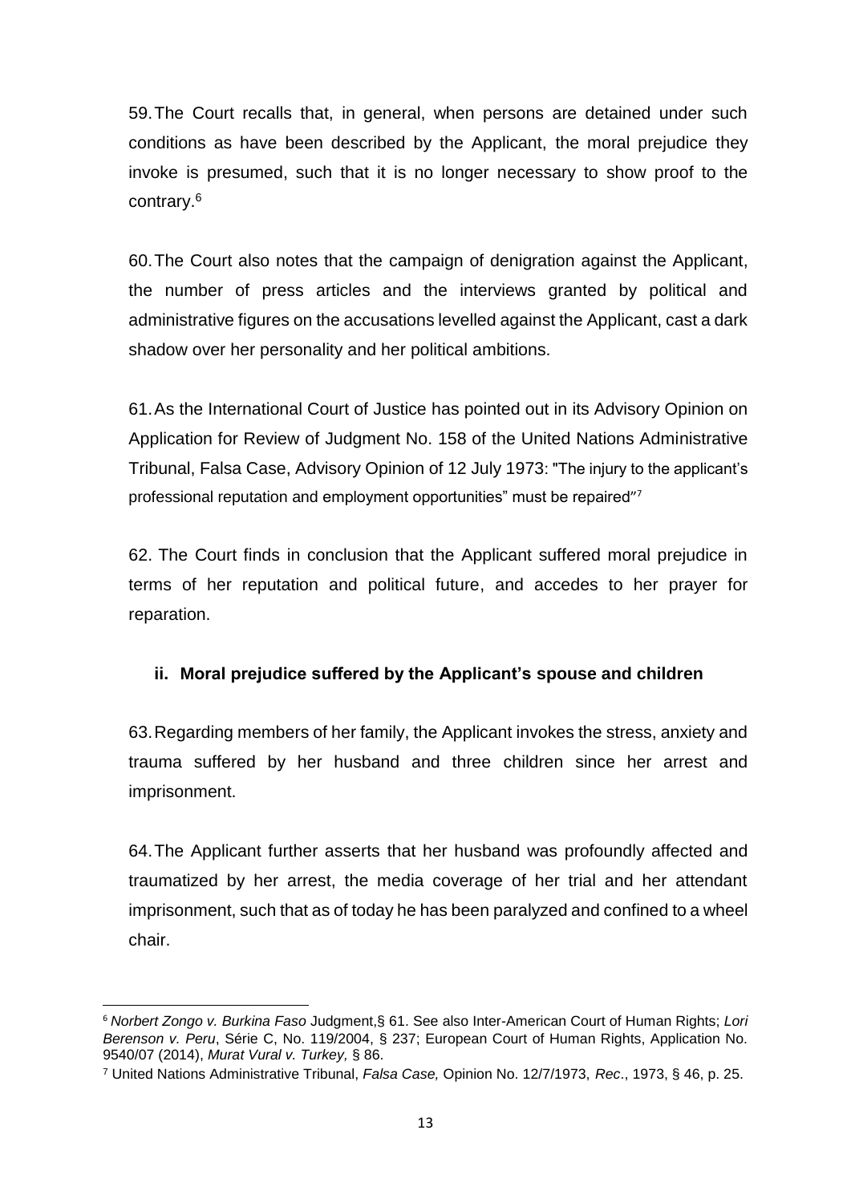59. The Court recalls that, in general, when persons are detained under such conditions as have been described by the Applicant, the moral prejudice they invoke is presumed, such that it is no longer necessary to show proof to the contrary.[6]

60. The Court also notes that the campaign of denigration against the Applicant, the number of press articles and the interviews granted by political and administrative figures on the accusations levelled against the Applicant, cast a dark shadow over her personality and her political ambitions.

61. As the International Court of Justice has pointed out in its Advisory Opinion on Application for Review of Judgment No. 158 of the United Nations Administrative Tribunal, Falsa Case, Advisory Opinion of 12 July 1973: "The injury to the applicant's professional reputation and employment opportunities" must be repaired"[7]

62. The Court finds in conclusion that the Applicant suffered moral prejudice in terms of her reputation and political future, and accedes to her prayer for reparation.

### ii. Moral prejudice suffered by the Applicant's spouse and children

63. Regarding members of her family, the Applicant invokes the stress, anxiety and trauma suffered by her husband and three children since her arrest and imprisonment.

64. The Applicant further asserts that her husband was profoundly affected and traumatized by her arrest, the media coverage of her trial and her attendant imprisonment, such that as of today he has been paralyzed and confined to a wheel chair.

---

[6] *Norbert Zongo v. Burkina Faso* Judgment,§ 61. See also Inter-American Court of Human Rights; *Lori Berenson v. Peru*, Série C, No. 119/2004, § 237; European Court of Human Rights, Application No. 9540/07 (2014), *Murat Vural v. Turkey,* § 86.

[7] United Nations Administrative Tribunal, *Falsa Case,* Opinion No. 12/7/1973, *Rec*., 1973, § 46, p. 25.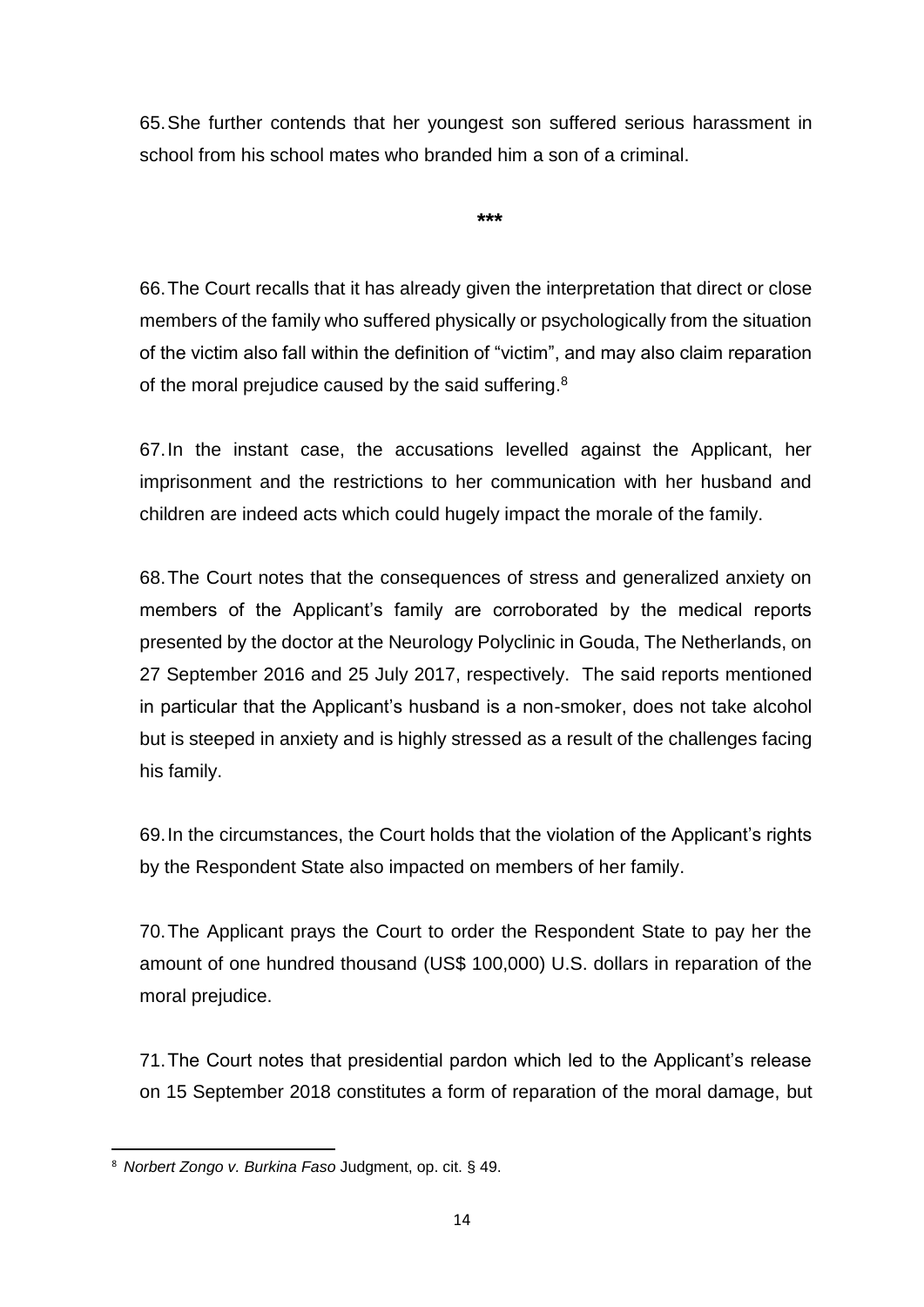65. She further contends that her youngest son suffered serious harassment in school from his school mates who branded him a son of a criminal.

***

66. The Court recalls that it has already given the interpretation that direct or close members of the family who suffered physically or psychologically from the situation of the victim also fall within the definition of "victim", and may also claim reparation of the moral prejudice caused by the said suffering.[8]

67. In the instant case, the accusations levelled against the Applicant, her imprisonment and the restrictions to her communication with her husband and children are indeed acts which could hugely impact the morale of the family.

68. The Court notes that the consequences of stress and generalized anxiety on members of the Applicant's family are corroborated by the medical reports presented by the doctor at the Neurology Polyclinic in Gouda, The Netherlands, on 27 September 2016 and 25 July 2017, respectively. The said reports mentioned in particular that the Applicant's husband is a non-smoker, does not take alcohol but is steeped in anxiety and is highly stressed as a result of the challenges facing his family.

69. In the circumstances, the Court holds that the violation of the Applicant's rights by the Respondent State also impacted on members of her family.

70. The Applicant prays the Court to order the Respondent State to pay her the amount of one hundred thousand (US$ 100,000) U.S. dollars in reparation of the moral prejudice.

71. The Court notes that presidential pardon which led to the Applicant's release on 15 September 2018 constitutes a form of reparation of the moral damage, but

---

[8] *Norbert Zongo v. Burkina Faso* Judgment, op. cit. § 49.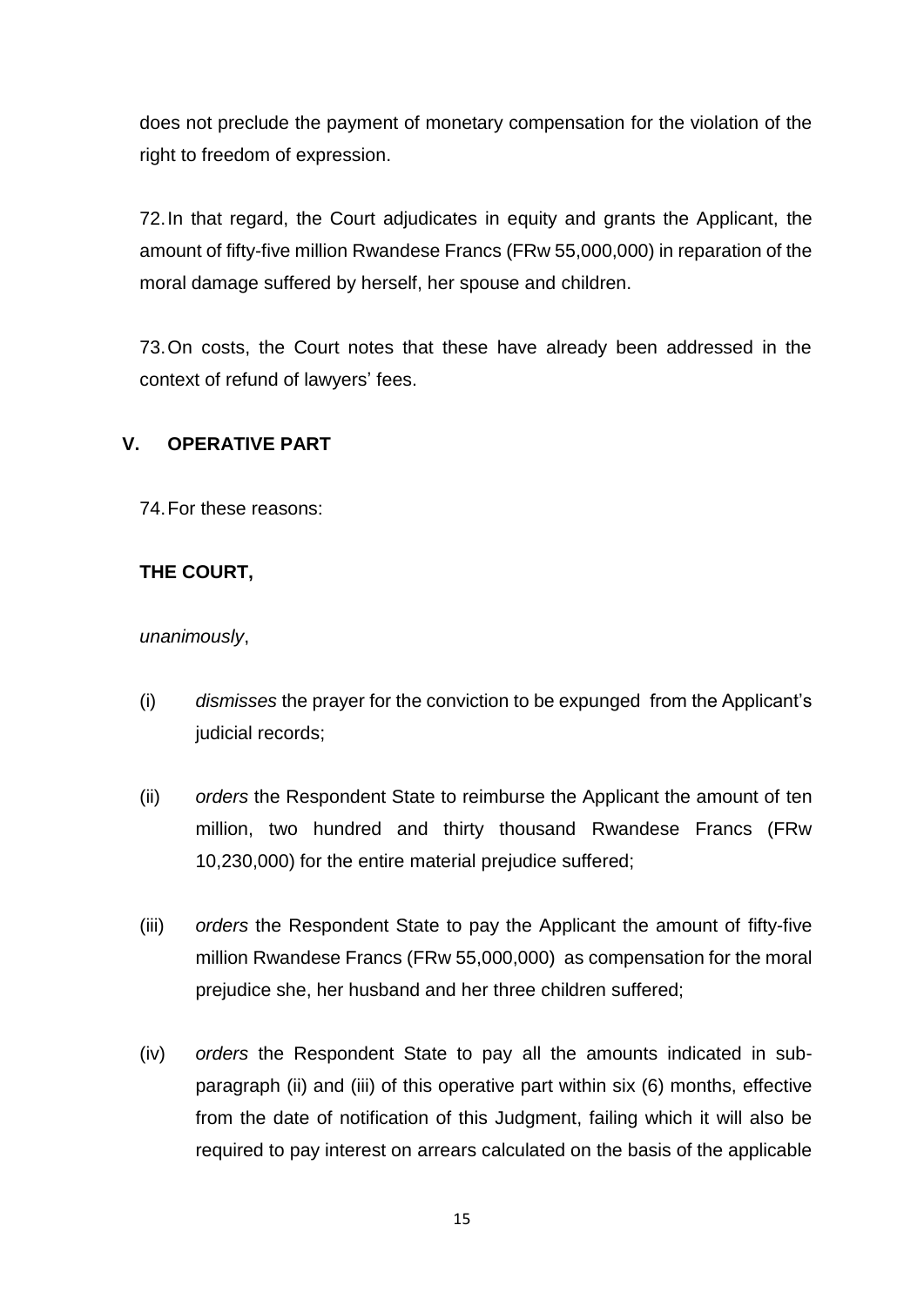does not preclude the payment of monetary compensation for the violation of the right to freedom of expression.

72. In that regard, the Court adjudicates in equity and grants the Applicant, the amount of fifty-five million Rwandese Francs (FRw 55,000,000) in reparation of the moral damage suffered by herself, her spouse and children.

73. On costs, the Court notes that these have already been addressed in the context of refund of lawyers' fees.

## V. OPERATIVE PART

74. For these reasons:

**THE COURT,**

*unanimously*,

(i) *dismisses* the prayer for the conviction to be expunged from the Applicant's judicial records;

(ii) *orders* the Respondent State to reimburse the Applicant the amount of ten million, two hundred and thirty thousand Rwandese Francs (FRw 10,230,000) for the entire material prejudice suffered;

(iii) *orders* the Respondent State to pay the Applicant the amount of fifty-five million Rwandese Francs (FRw 55,000,000) as compensation for the moral prejudice she, her husband and her three children suffered;

(iv) *orders* the Respondent State to pay all the amounts indicated in sub-paragraph (ii) and (iii) of this operative part within six (6) months, effective from the date of notification of this Judgment, failing which it will also be required to pay interest on arrears calculated on the basis of the applicable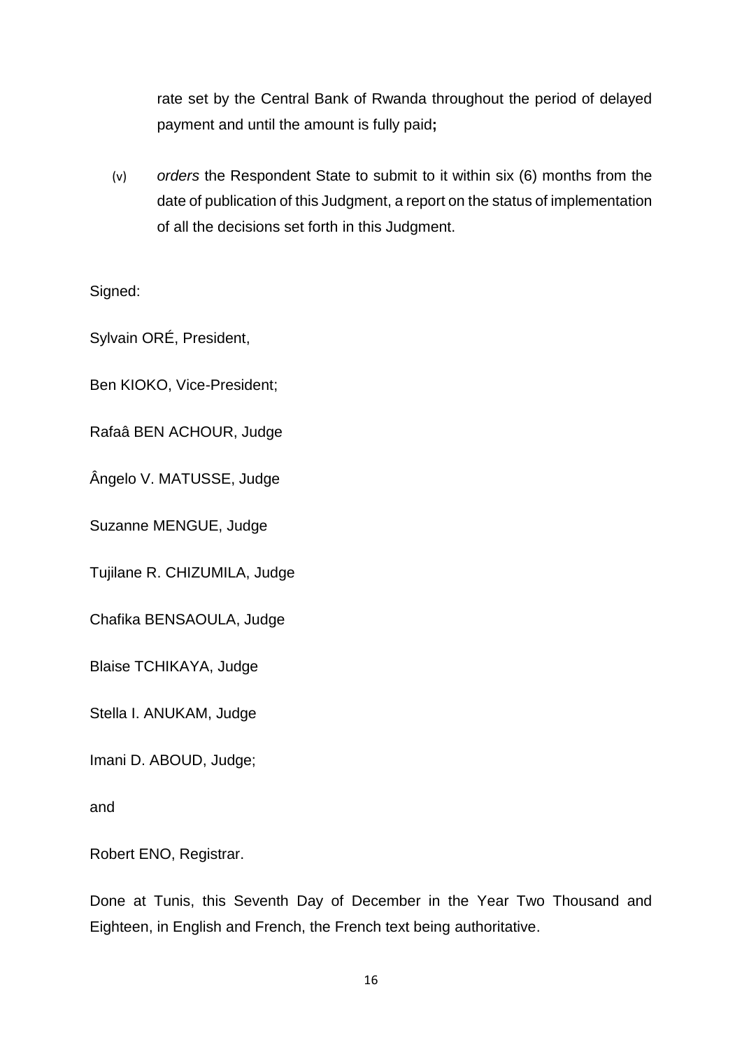rate set by the Central Bank of Rwanda throughout the period of delayed payment and until the amount is fully paid**;**

(v) *orders* the Respondent State to submit to it within six (6) months from the date of publication of this Judgment, a report on the status of implementation of all the decisions set forth in this Judgment.

Signed:

Sylvain ORÉ, President,

Ben KIOKO, Vice-President;

Rafaâ BEN ACHOUR, Judge

Ângelo V. MATUSSE, Judge

Suzanne MENGUE, Judge

Tujilane R. CHIZUMILA, Judge

Chafika BENSAOULA, Judge

Blaise TCHIKAYA, Judge

Stella I. ANUKAM, Judge

Imani D. ABOUD, Judge;

and

Robert ENO, Registrar.

Done at Tunis, this Seventh Day of December in the Year Two Thousand and Eighteen, in English and French, the French text being authoritative.